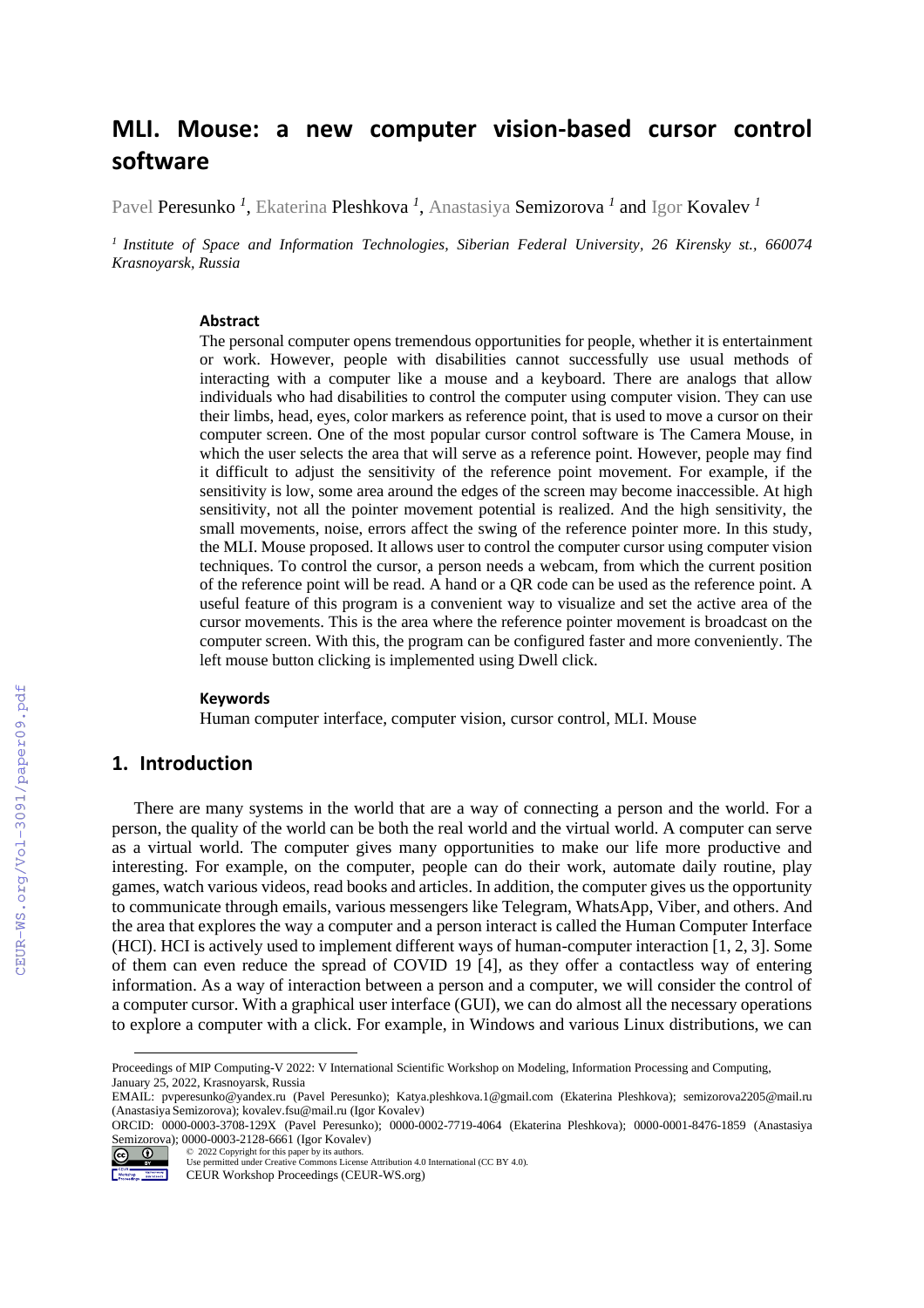# MLI. Mouse: a new computer vision-based cursor control software

Pavel Peresunko [1], Ekaterina Pleshkova [1], Anastasiya Semizorova [1] and Igor Kovalev [1]

[1] *Institute of Space and Information Technologies, Siberian Federal University, 26 Kirensky st., 660074 Krasnoyarsk, Russia*

### Abstract

The personal computer opens tremendous opportunities for people, whether it is entertainment or work. However, people with disabilities cannot successfully use usual methods of interacting with a computer like a mouse and a keyboard. There are analogs that allow individuals who had disabilities to control the computer using computer vision. They can use their limbs, head, eyes, color markers as reference point, that is used to move a cursor on their computer screen. One of the most popular cursor control software is The Camera Mouse, in which the user selects the area that will serve as a reference point. However, people may find it difficult to adjust the sensitivity of the reference point movement. For example, if the sensitivity is low, some area around the edges of the screen may become inaccessible. At high sensitivity, not all the pointer movement potential is realized. And the high sensitivity, the small movements, noise, errors affect the swing of the reference pointer more. In this study, the MLI. Mouse proposed. It allows user to control the computer cursor using computer vision techniques. To control the cursor, a person needs a webcam, from which the current position of the reference point will be read. A hand or a QR code can be used as the reference point. A useful feature of this program is a convenient way to visualize and set the active area of the cursor movements. This is the area where the reference pointer movement is broadcast on the computer screen. With this, the program can be configured faster and more conveniently. The left mouse button clicking is implemented using Dwell click.

### Keywords

Human computer interface, computer vision, cursor control, MLI. Mouse

## 1. Introduction

There are many systems in the world that are a way of connecting a person and the world. For a person, the quality of the world can be both the real world and the virtual world. A computer can serve as a virtual world. The computer gives many opportunities to make our life more productive and interesting. For example, on the computer, people can do their work, automate daily routine, play games, watch various videos, read books and articles. In addition, the computer gives us the opportunity to communicate through emails, various messengers like Telegram, WhatsApp, Viber, and others. And the area that explores the way a computer and a person interact is called the Human Computer Interface (HCI). HCI is actively used to implement different ways of human-computer interaction [1, 2, 3]. Some of them can even reduce the spread of COVID 19 [4], as they offer a contactless way of entering information. As a way of interaction between a person and a computer, we will consider the control of a computer cursor. With a graphical user interface (GUI), we can do almost all the necessary operations to explore a computer with a click. For example, in Windows and various Linux distributions, we can

Proceedings of MIP Computing-V 2022: V International Scientific Workshop on Modeling, Information Processing and Computing, January 25, 2022, Krasnoyarsk, Russia

EMAIL: pvperesunko@yandex.ru (Pavel Peresunko); Katya.pleshkova.1@gmail.com (Ekaterina Pleshkova); semizorova2205@mail.ru (Anastasiya Semizorova); kovalev.fsu@mail.ru (Igor Kovalev)

ORCID: 0000-0003-3708-129X (Pavel Peresunko); 0000-0002-7719-4064 (Ekaterina Pleshkova); 0000-0001-8476-1859 (Anastasiya Semizorova); 0000-0003-2128-6661 (Igor Kovalev)

© 2022 Copyright for this paper by its authors.
Use permitted under Creative Commons License Attribution 4.0 International (CC BY 4.0).
CEUR Workshop Proceedings (CEUR-WS.org)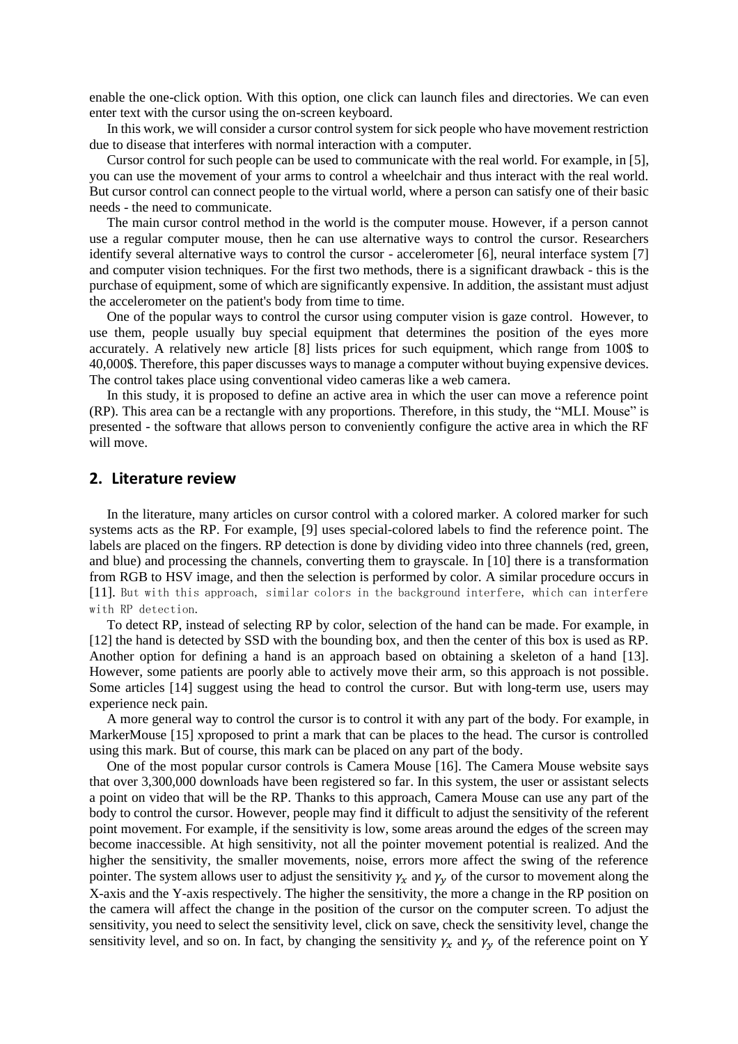enable the one-click option. With this option, one click can launch files and directories. We can even enter text with the cursor using the on-screen keyboard.

In this work, we will consider a cursor control system for sick people who have movement restriction due to disease that interferes with normal interaction with a computer.

Cursor control for such people can be used to communicate with the real world. For example, in [5], you can use the movement of your arms to control a wheelchair and thus interact with the real world. But cursor control can connect people to the virtual world, where a person can satisfy one of their basic needs - the need to communicate.

The main cursor control method in the world is the computer mouse. However, if a person cannot use a regular computer mouse, then he can use alternative ways to control the cursor. Researchers identify several alternative ways to control the cursor - accelerometer [6], neural interface system [7] and computer vision techniques. For the first two methods, there is a significant drawback - this is the purchase of equipment, some of which are significantly expensive. In addition, the assistant must adjust the accelerometer on the patient's body from time to time.

One of the popular ways to control the cursor using computer vision is gaze control. However, to use them, people usually buy special equipment that determines the position of the eyes more accurately. A relatively new article [8] lists prices for such equipment, which range from 100$ to 40,000$. Therefore, this paper discusses ways to manage a computer without buying expensive devices. The control takes place using conventional video cameras like a web camera.

In this study, it is proposed to define an active area in which the user can move a reference point (RP). This area can be a rectangle with any proportions. Therefore, in this study, the “MLI. Mouse” is presented - the software that allows person to conveniently configure the active area in which the RF will move.

## 2. Literature review

In the literature, many articles on cursor control with a colored marker. A colored marker for such systems acts as the RP. For example, [9] uses special-colored labels to find the reference point. The labels are placed on the fingers. RP detection is done by dividing video into three channels (red, green, and blue) and processing the channels, converting them to grayscale. In [10] there is a transformation from RGB to HSV image, and then the selection is performed by color. A similar procedure occurs in [11]. But with this approach, similar colors in the background interfere, which can interfere with RP detection.

To detect RP, instead of selecting RP by color, selection of the hand can be made. For example, in [12] the hand is detected by SSD with the bounding box, and then the center of this box is used as RP. Another option for defining a hand is an approach based on obtaining a skeleton of a hand [13]. However, some patients are poorly able to actively move their arm, so this approach is not possible. Some articles [14] suggest using the head to control the cursor. But with long-term use, users may experience neck pain.

A more general way to control the cursor is to control it with any part of the body. For example, in MarkerMouse [15] xproposed to print a mark that can be places to the head. The cursor is controlled using this mark. But of course, this mark can be placed on any part of the body.

One of the most popular cursor controls is Camera Mouse [16]. The Camera Mouse website says that over 3,300,000 downloads have been registered so far. In this system, the user or assistant selects a point on video that will be the RP. Thanks to this approach, Camera Mouse can use any part of the body to control the cursor. However, people may find it difficult to adjust the sensitivity of the referent point movement. For example, if the sensitivity is low, some areas around the edges of the screen may become inaccessible. At high sensitivity, not all the pointer movement potential is realized. And the higher the sensitivity, the smaller movements, noise, errors more affect the swing of the reference pointer. The system allows user to adjust the sensitivity $\gamma_x$ and $\gamma_y$ of the cursor to movement along the X-axis and the Y-axis respectively. The higher the sensitivity, the more a change in the RP position on the camera will affect the change in the position of the cursor on the computer screen. To adjust the sensitivity, you need to select the sensitivity level, click on save, check the sensitivity level, change the sensitivity level, and so on. In fact, by changing the sensitivity $\gamma_x$ and $\gamma_y$ of the reference point on Y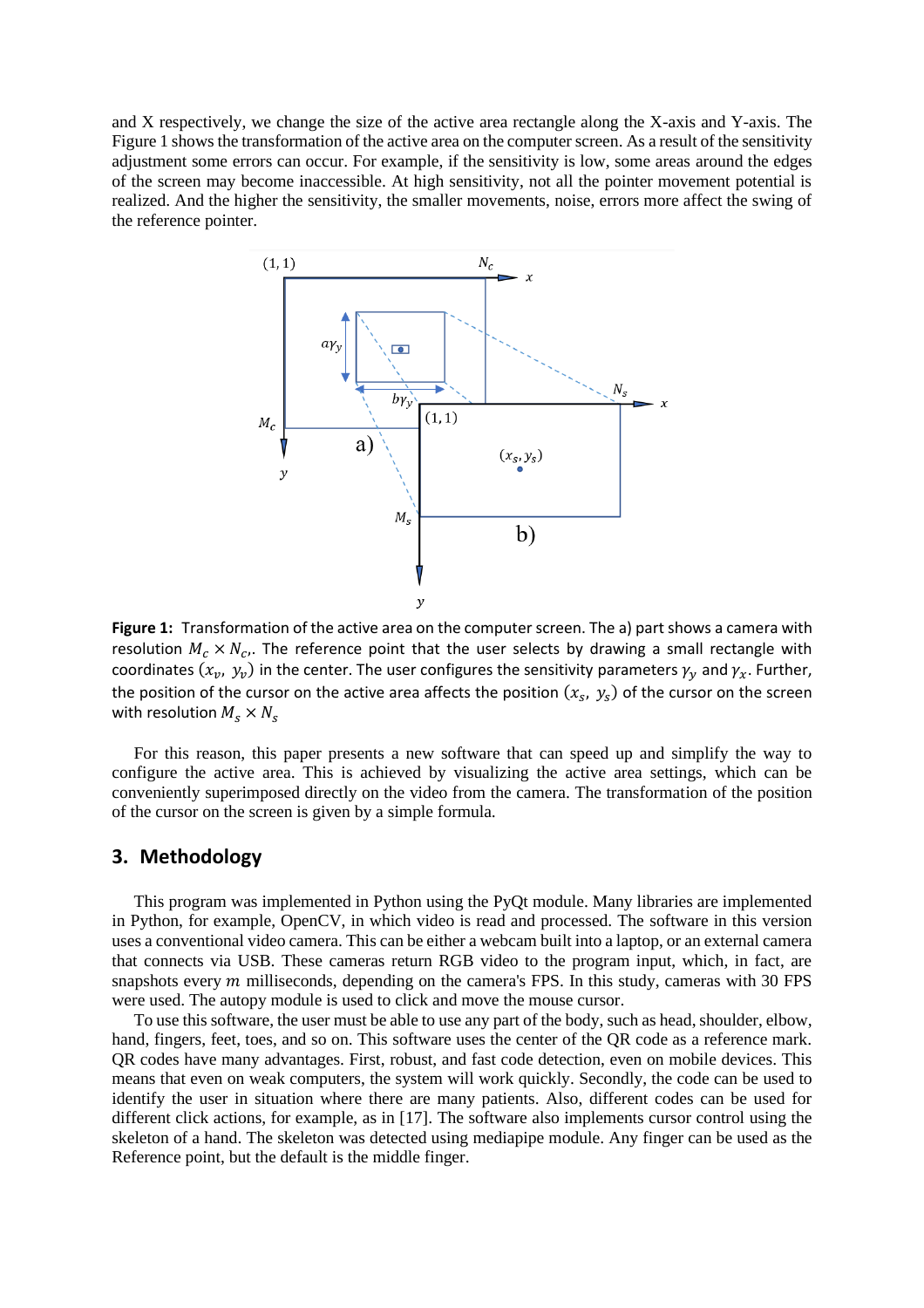and X respectively, we change the size of the active area rectangle along the X-axis and Y-axis. The Figure 1 shows the transformation of the active area on the computer screen. As a result of the sensitivity adjustment some errors can occur. For example, if the sensitivity is low, some areas around the edges of the screen may become inaccessible. At high sensitivity, not all the pointer movement potential is realized. And the higher the sensitivity, the smaller movements, noise, errors more affect the swing of the reference pointer.

**Figure 1:** Transformation of the active area on the computer screen. The a) part shows a camera with resolution $M_c \times N_c$,. The reference point that the user selects by drawing a small rectangle with coordinates $(x_v,\ y_v)$ in the center. The user configures the sensitivity parameters $\gamma_y$ and $\gamma_x$. Further, the position of the cursor on the active area affects the position $(x_s,\ y_s)$ of the cursor on the screen with resolution $M_s \times N_s$

For this reason, this paper presents a new software that can speed up and simplify the way to configure the active area. This is achieved by visualizing the active area settings, which can be conveniently superimposed directly on the video from the camera. The transformation of the position of the cursor on the screen is given by a simple formula.

## 3. Methodology

This program was implemented in Python using the PyQt module. Many libraries are implemented in Python, for example, OpenCV, in which video is read and processed. The software in this version uses a conventional video camera. This can be either a webcam built into a laptop, or an external camera that connects via USB. These cameras return RGB video to the program input, which, in fact, are snapshots every $m$ milliseconds, depending on the camera's FPS. In this study, cameras with 30 FPS were used. The autopy module is used to click and move the mouse cursor.

To use this software, the user must be able to use any part of the body, such as head, shoulder, elbow, hand, fingers, feet, toes, and so on. This software uses the center of the QR code as a reference mark. QR codes have many advantages. First, robust, and fast code detection, even on mobile devices. This means that even on weak computers, the system will work quickly. Secondly, the code can be used to identify the user in situation where there are many patients. Also, different codes can be used for different click actions, for example, as in [17]. The software also implements cursor control using the skeleton of a hand. The skeleton was detected using mediapipe module. Any finger can be used as the Reference point, but the default is the middle finger.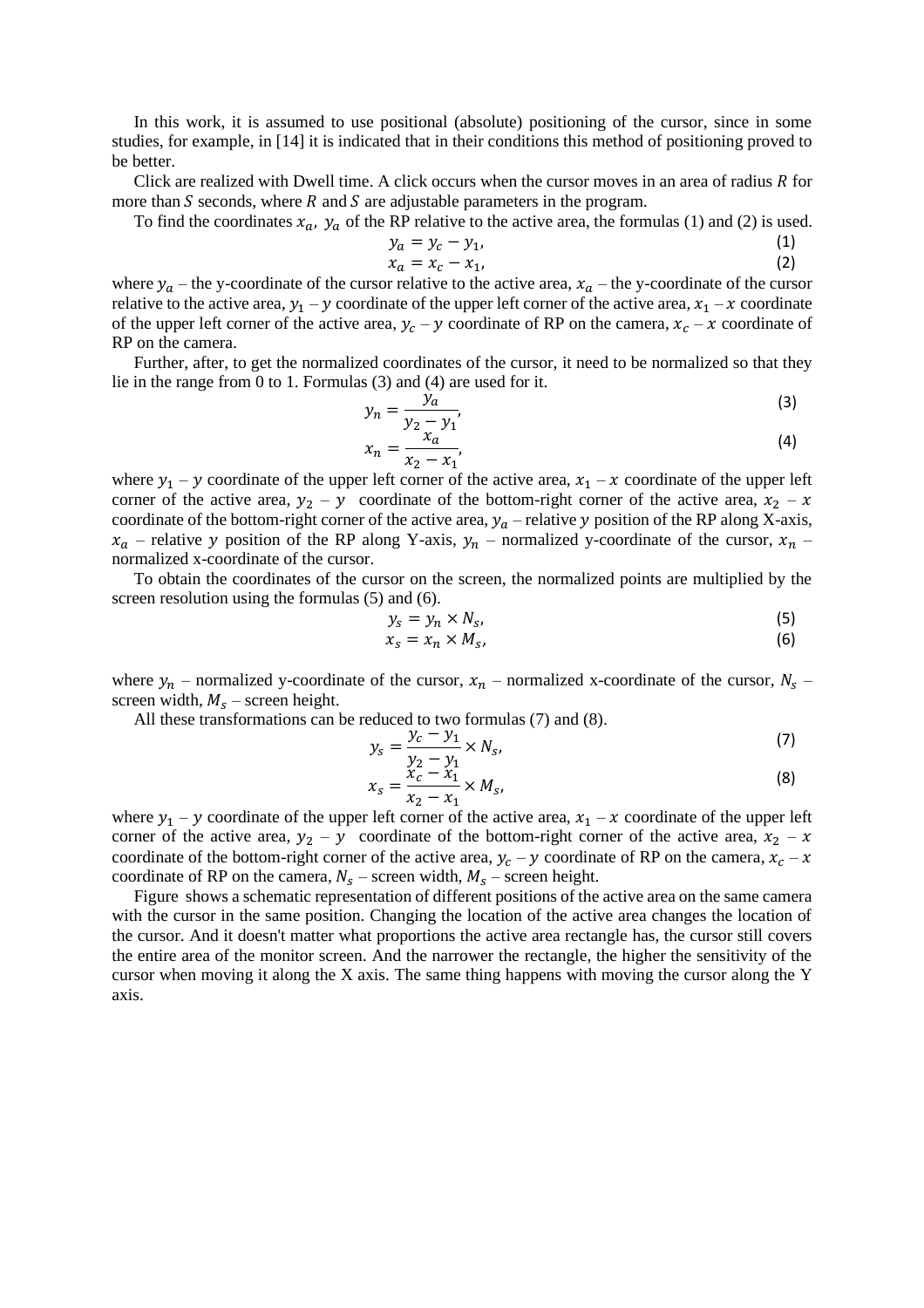In this work, it is assumed to use positional (absolute) positioning of the cursor, since in some studies, for example, in [14] it is indicated that in their conditions this method of positioning proved to be better.

Click are realized with Dwell time. A click occurs when the cursor moves in an area of radius $R$ for more than $S$ seconds, where $R$ and $S$ are adjustable parameters in the program.

To find the coordinates $x_a$, $y_a$ of the RP relative to the active area, the formulas (1) and (2) is used.

$$y_a = y_c - y_1, \tag{1}$$

$$x_a = x_c - x_1, \tag{2}$$

where $y_a$ – the y-coordinate of the cursor relative to the active area, $x_a$ – the y-coordinate of the cursor relative to the active area, $y_1$ – $y$ coordinate of the upper left corner of the active area, $x_1$ – $x$ coordinate of the upper left corner of the active area, $y_c$ – $y$ coordinate of RP on the camera, $x_c$ – $x$ coordinate of RP on the camera.

Further, after, to get the normalized coordinates of the cursor, it need to be normalized so that they lie in the range from 0 to 1. Formulas (3) and (4) are used for it.

$$y_n = \frac{y_a}{y_2 - y_1}, \tag{3}$$

$$x_n = \frac{x_a}{x_2 - x_1}, \tag{4}$$

where $y_1$ – $y$ coordinate of the upper left corner of the active area, $x_1$ – $x$ coordinate of the upper left corner of the active area, $y_2$ – $y$ coordinate of the bottom-right corner of the active area, $x_2$ – $x$ coordinate of the bottom-right corner of the active area, $y_a$ – relative $y$ position of the RP along X-axis, $x_a$ – relative $y$ position of the RP along Y-axis, $y_n$ – normalized y-coordinate of the cursor, $x_n$ – normalized x-coordinate of the cursor.

To obtain the coordinates of the cursor on the screen, the normalized points are multiplied by the screen resolution using the formulas (5) and (6).

$$y_s = y_n \times N_s, \tag{5}$$

$$x_s = x_n \times M_s, \tag{6}$$

where $y_n$ – normalized y-coordinate of the cursor, $x_n$ – normalized x-coordinate of the cursor, $N_s$ – screen width, $M_s$ – screen height.

All these transformations can be reduced to two formulas (7) and (8).

$$y_s = \frac{y_c - y_1}{y_2 - y_1} \times N_s, \tag{7}$$

$$x_s = \frac{x_c - x_1}{x_2 - x_1} \times M_s, \tag{8}$$

where $y_1$ – $y$ coordinate of the upper left corner of the active area, $x_1$ – $x$ coordinate of the upper left corner of the active area, $y_2$ – $y$ coordinate of the bottom-right corner of the active area, $x_2$ – $x$ coordinate of the bottom-right corner of the active area, $y_c$ – $y$ coordinate of RP on the camera, $x_c$ – $x$ coordinate of RP on the camera, $N_s$ – screen width, $M_s$ – screen height.

Figure shows a schematic representation of different positions of the active area on the same camera with the cursor in the same position. Changing the location of the active area changes the location of the cursor. And it doesn't matter what proportions the active area rectangle has, the cursor still covers the entire area of the monitor screen. And the narrower the rectangle, the higher the sensitivity of the cursor when moving it along the X axis. The same thing happens with moving the cursor along the Y axis.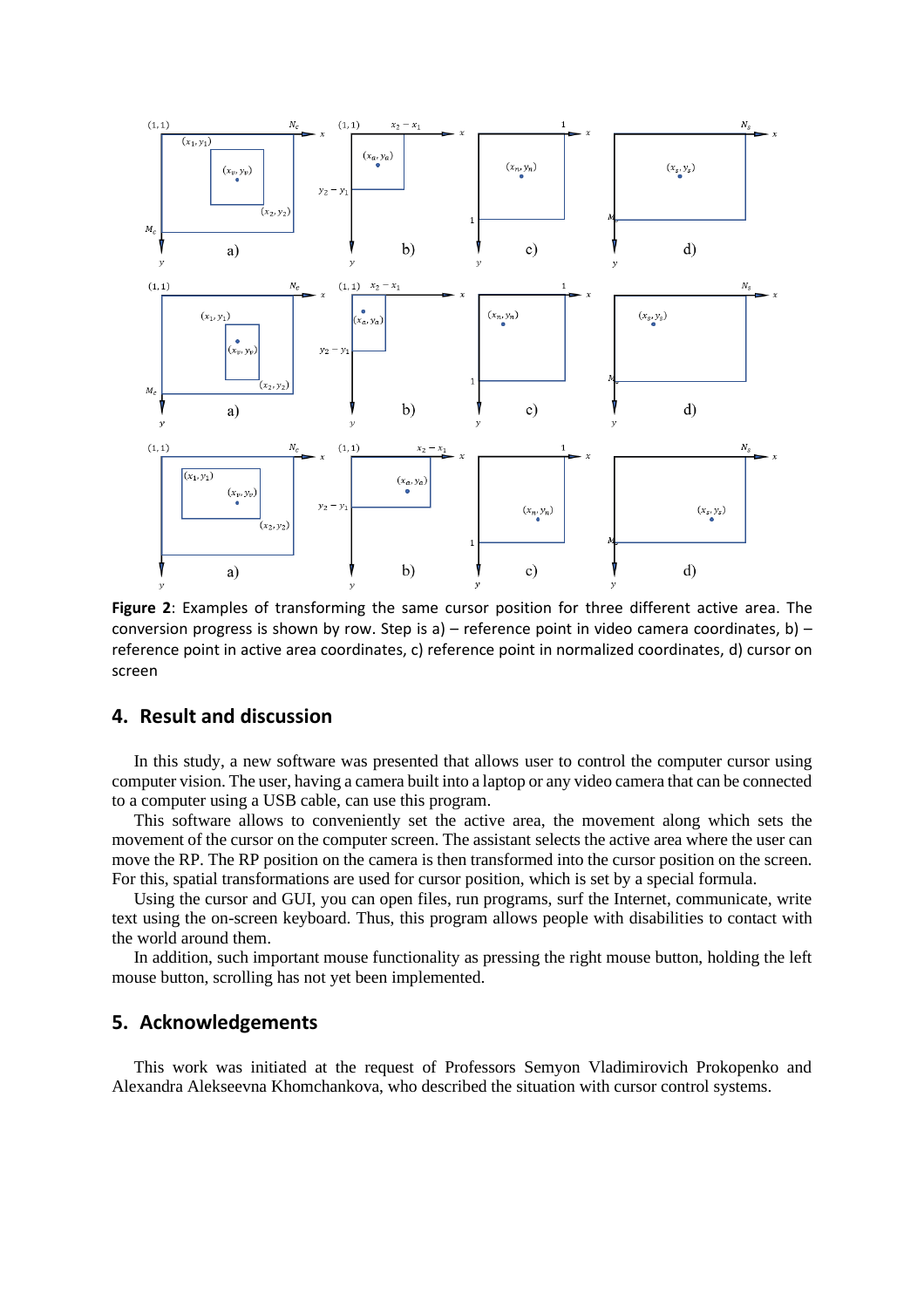**Figure 2**: Examples of transforming the same cursor position for three different active area. The conversion progress is shown by row. Step is a) – reference point in video camera coordinates, b) – reference point in active area coordinates, c) reference point in normalized coordinates, d) cursor on screen

## 4. Result and discussion

In this study, a new software was presented that allows user to control the computer cursor using computer vision. The user, having a camera built into a laptop or any video camera that can be connected to a computer using a USB cable, can use this program.

This software allows to conveniently set the active area, the movement along which sets the movement of the cursor on the computer screen. The assistant selects the active area where the user can move the RP. The RP position on the camera is then transformed into the cursor position on the screen. For this, spatial transformations are used for cursor position, which is set by a special formula.

Using the cursor and GUI, you can open files, run programs, surf the Internet, communicate, write text using the on-screen keyboard. Thus, this program allows people with disabilities to contact with the world around them.

In addition, such important mouse functionality as pressing the right mouse button, holding the left mouse button, scrolling has not yet been implemented.

## 5. Acknowledgements

This work was initiated at the request of Professors Semyon Vladimirovich Prokopenko and Alexandra Alekseevna Khomchankova, who described the situation with cursor control systems.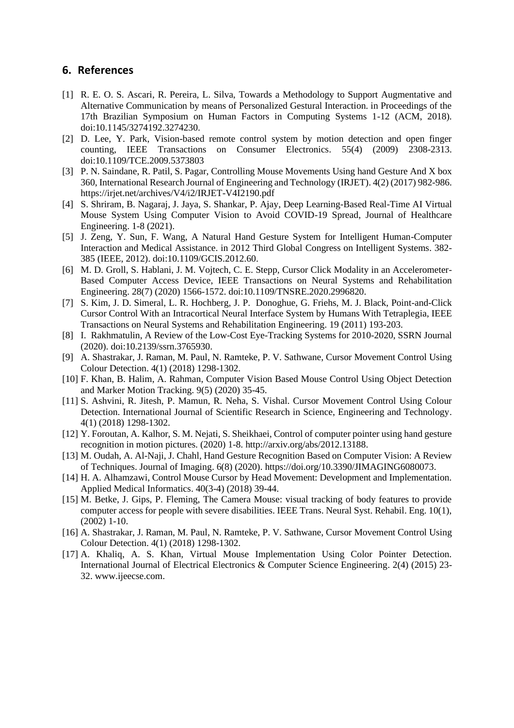## 6. References

[1] R. E. O. S. Ascari, R. Pereira, L. Silva, Towards a Methodology to Support Augmentative and Alternative Communication by means of Personalized Gestural Interaction. in Proceedings of the 17th Brazilian Symposium on Human Factors in Computing Systems 1-12 (ACM, 2018). doi:10.1145/3274192.3274230.

[2] D. Lee, Y. Park, Vision-based remote control system by motion detection and open finger counting, IEEE Transactions on Consumer Electronics. 55(4) (2009) 2308-2313. doi:10.1109/TCE.2009.5373803

[3] P. N. Saindane, R. Patil, S. Pagar, Controlling Mouse Movements Using hand Gesture And X box 360, International Research Journal of Engineering and Technology (IRJET). 4(2) (2017) 982-986. https://irjet.net/archives/V4/i2/IRJET-V4I2190.pdf

[4] S. Shriram, B. Nagaraj, J. Jaya, S. Shankar, P. Ajay, Deep Learning-Based Real-Time AI Virtual Mouse System Using Computer Vision to Avoid COVID-19 Spread, Journal of Healthcare Engineering. 1-8 (2021).

[5] J. Zeng, Y. Sun, F. Wang, A Natural Hand Gesture System for Intelligent Human-Computer Interaction and Medical Assistance. in 2012 Third Global Congress on Intelligent Systems. 382-385 (IEEE, 2012). doi:10.1109/GCIS.2012.60.

[6] M. D. Groll, S. Hablani, J. M. Vojtech, C. E. Stepp, Cursor Click Modality in an Accelerometer-Based Computer Access Device, IEEE Transactions on Neural Systems and Rehabilitation Engineering. 28(7) (2020) 1566-1572. doi:10.1109/TNSRE.2020.2996820.

[7] S. Kim, J. D. Simeral, L. R. Hochberg, J. P. Donoghue, G. Friehs, M. J. Black, Point-and-Click Cursor Control With an Intracortical Neural Interface System by Humans With Tetraplegia, IEEE Transactions on Neural Systems and Rehabilitation Engineering. 19 (2011) 193-203.

[8] I. Rakhmatulin, A Review of the Low-Cost Eye-Tracking Systems for 2010-2020, SSRN Journal (2020). doi:10.2139/ssrn.3765930.

[9] A. Shastrakar, J. Raman, M. Paul, N. Ramteke, P. V. Sathwane, Cursor Movement Control Using Colour Detection. 4(1) (2018) 1298-1302.

[10] F. Khan, B. Halim, A. Rahman, Computer Vision Based Mouse Control Using Object Detection and Marker Motion Tracking. 9(5) (2020) 35-45.

[11] S. Ashvini, R. Jitesh, P. Mamun, R. Neha, S. Vishal. Cursor Movement Control Using Colour Detection. International Journal of Scientific Research in Science, Engineering and Technology. 4(1) (2018) 1298-1302.

[12] Y. Foroutan, A. Kalhor, S. M. Nejati, S. Sheikhaei, Control of computer pointer using hand gesture recognition in motion pictures. (2020) 1-8. http://arxiv.org/abs/2012.13188.

[13] M. Oudah, A. Al-Naji, J. Chahl, Hand Gesture Recognition Based on Computer Vision: A Review of Techniques. Journal of Imaging. 6(8) (2020). https://doi.org/10.3390/JIMAGING6080073.

[14] H. A. Alhamzawi, Control Mouse Cursor by Head Movement: Development and Implementation. Applied Medical Informatics. 40(3-4) (2018) 39-44.

[15] M. Betke, J. Gips, P. Fleming, The Camera Mouse: visual tracking of body features to provide computer access for people with severe disabilities. IEEE Trans. Neural Syst. Rehabil. Eng. 10(1), (2002) 1-10.

[16] A. Shastrakar, J. Raman, M. Paul, N. Ramteke, P. V. Sathwane, Cursor Movement Control Using Colour Detection. 4(1) (2018) 1298-1302.

[17] A. Khaliq, A. S. Khan, Virtual Mouse Implementation Using Color Pointer Detection. International Journal of Electrical Electronics & Computer Science Engineering. 2(4) (2015) 23-32. www.ijeecse.com.